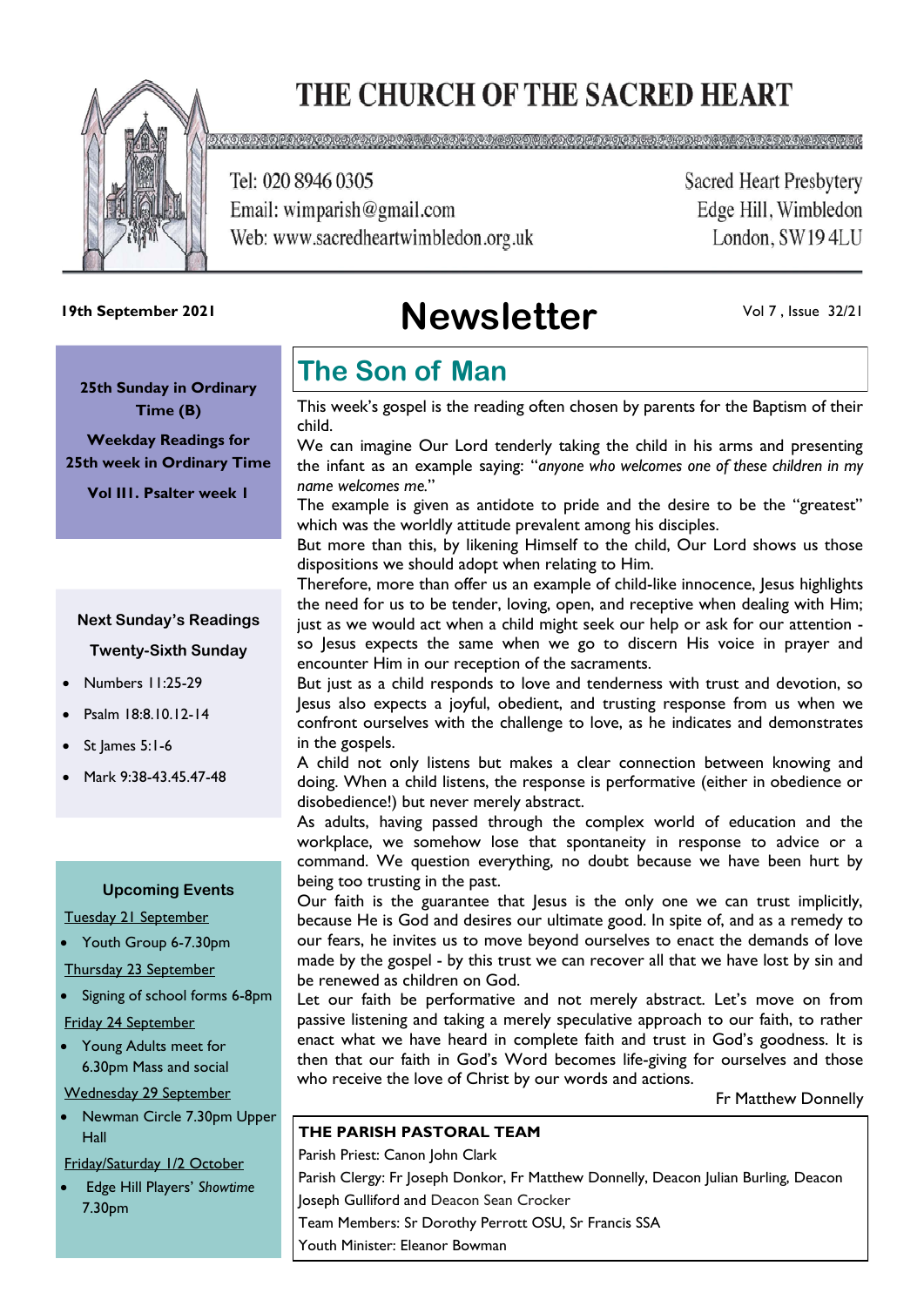# THE CHURCH OF THE SACRED HEART

Tel: 020 8946 0305
Email: wimparish@gmail.com
Web: www.sacredheartwimbledon.org.uk

Sacred Heart Presbytery
Edge Hill, Wimbledon
London, SW19 4LU

**19th September 2021**

# Newsletter

Vol 7 , Issue 32/21

**25th Sunday in Ordinary Time (B)**

**Weekday Readings for 25th week in Ordinary Time**

**Vol III. Psalter week I**

**Next Sunday's Readings**

**Twenty-Sixth Sunday**

- Numbers 11:25-29
- Psalm 18:8.10.12-14
- St James 5:1-6
- Mark 9:38-43.45.47-48

**Upcoming Events**

Tuesday 21 September

- Youth Group 6-7.30pm

Thursday 23 September

- Signing of school forms 6-8pm

Friday 24 September

- Young Adults meet for 6.30pm Mass and social

Wednesday 29 September

- Newman Circle 7.30pm Upper Hall

Friday/Saturday 1/2 October

- Edge Hill Players' *Showtime* 7.30pm

## The Son of Man

This week's gospel is the reading often chosen by parents for the Baptism of their child.

We can imagine Our Lord tenderly taking the child in his arms and presenting the infant as an example saying: "*anyone who welcomes one of these children in my name welcomes me.*"

The example is given as antidote to pride and the desire to be the "greatest" which was the worldly attitude prevalent among his disciples.

But more than this, by likening Himself to the child, Our Lord shows us those dispositions we should adopt when relating to Him.

Therefore, more than offer us an example of child-like innocence, Jesus highlights the need for us to be tender, loving, open, and receptive when dealing with Him; just as we would act when a child might seek our help or ask for our attention - so Jesus expects the same when we go to discern His voice in prayer and encounter Him in our reception of the sacraments.

But just as a child responds to love and tenderness with trust and devotion, so Jesus also expects a joyful, obedient, and trusting response from us when we confront ourselves with the challenge to love, as he indicates and demonstrates in the gospels.

A child not only listens but makes a clear connection between knowing and doing. When a child listens, the response is performative (either in obedience or disobedience!) but never merely abstract.

As adults, having passed through the complex world of education and the workplace, we somehow lose that spontaneity in response to advice or a command. We question everything, no doubt because we have been hurt by being too trusting in the past.

Our faith is the guarantee that Jesus is the only one we can trust implicitly, because He is God and desires our ultimate good. In spite of, and as a remedy to our fears, he invites us to move beyond ourselves to enact the demands of love made by the gospel - by this trust we can recover all that we have lost by sin and be renewed as children on God.

Let our faith be performative and not merely abstract. Let's move on from passive listening and taking a merely speculative approach to our faith, to rather enact what we have heard in complete faith and trust in God's goodness. It is then that our faith in God's Word becomes life-giving for ourselves and those who receive the love of Christ by our words and actions.

Fr Matthew Donnelly

**THE PARISH PASTORAL TEAM**

Parish Priest: Canon John Clark

Parish Clergy: Fr Joseph Donkor, Fr Matthew Donnelly, Deacon Julian Burling, Deacon Joseph Gulliford and Deacon Sean Crocker

Team Members: Sr Dorothy Perrott OSU, Sr Francis SSA

Youth Minister: Eleanor Bowman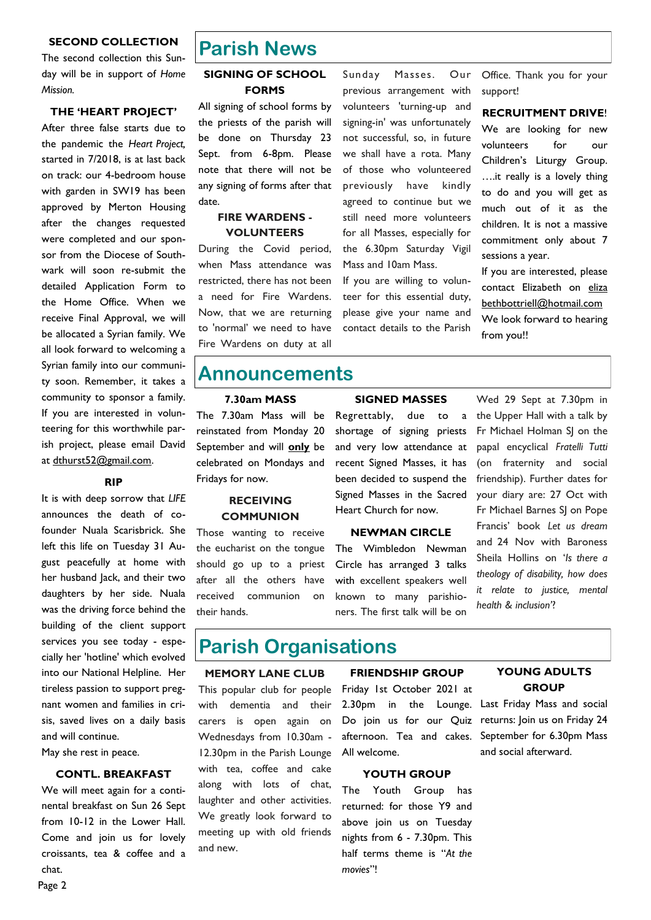### SECOND COLLECTION

The second collection this Sunday will be in support of *Home Mission.*

### THE 'HEART PROJECT'

After three false starts due to the pandemic the *Heart Project,* started in 7/2018, is at last back on track: our 4-bedroom house with garden in SW19 has been approved by Merton Housing after the changes requested were completed and our sponsor from the Diocese of Southwark will soon re-submit the detailed Application Form to the Home Office. When we receive Final Approval, we will be allocated a Syrian family. We all look forward to welcoming a Syrian family into our community soon. Remember, it takes a community to sponsor a family. If you are interested in volunteering for this worthwhile parish project, please email David at dthurst52@gmail.com.

### RIP

It is with deep sorrow that *LIFE* announces the death of co-founder Nuala Scarisbrick. She left this life on Tuesday 31 August peacefully at home with her husband Jack, and their two daughters by her side. Nuala was the driving force behind the building of the client support services you see today - especially her 'hotline' which evolved into our National Helpline. Her tireless passion to support pregnant women and families in crisis, saved lives on a daily basis and will continue.

May she rest in peace.

### CONTL. BREAKFAST

We will meet again for a continental breakfast on Sun 26 Sept from 10-12 in the Lower Hall. Come and join us for lovely croissants, tea & coffee and a chat.

# Parish News

### SIGNING OF SCHOOL FORMS

All signing of school forms by the priests of the parish will be done on Thursday 23 Sept. from 6-8pm. Please note that there will not be any signing of forms after that date.

### FIRE WARDENS - VOLUNTEERS

During the Covid period, when Mass attendance was restricted, there has not been a need for Fire Wardens. Now, that we are returning to 'normal' we need to have Fire Wardens on duty at all Sunday Masses. Our previous arrangement with volunteers 'turning-up and signing-in' was unfortunately not successful, so, in future we shall have a rota. Many of those who volunteered previously have kindly agreed to continue but we still need more volunteers for all Masses, especially for the 6.30pm Saturday Vigil Mass and 10am Mass.

If you are willing to volunteer for this essential duty, please give your name and contact details to the Parish Office. Thank you for your support!

### RECRUITMENT DRIVE!

We are looking for new volunteers for our Children's Liturgy Group. ….it really is a lovely thing to do and you will get as much out of it as the children. It is not a massive commitment only about 7 sessions a year.

If you are interested, please contact Elizabeth on elizabethbottriell@hotmail.com

We look forward to hearing from you!!

# Announcements

### 7.30am MASS

The 7.30am Mass will be reinstated from Monday 20 September and will **only** be celebrated on Mondays and Fridays for now.

### RECEIVING COMMUNION

Those wanting to receive the eucharist on the tongue should go up to a priest after all the others have received communion on their hands.

### SIGNED MASSES

Regrettably, due to a shortage of signing priests and very low attendance at recent Signed Masses, it has been decided to suspend the Signed Masses in the Sacred Heart Church for now.

### NEWMAN CIRCLE

The Wimbledon Newman Circle has arranged 3 talks with excellent speakers well known to many parishioners. The first talk will be on Wed 29 Sept at 7.30pm in the Upper Hall with a talk by Fr Michael Holman SJ on the papal encyclical *Fratelli Tutti* (on fraternity and social friendship). Further dates for your diary are: 27 Oct with Fr Michael Barnes SJ on Pope Francis' book *Let us dream* and 24 Nov with Baroness Sheila Hollins on *'Is there a theology of disability, how does it relate to justice, mental health & inclusion'*?

# Parish Organisations

### MEMORY LANE CLUB

This popular club for people with dementia and their carers is open again on Wednesdays from 10.30am - 12.30pm in the Parish Lounge with tea, coffee and cake along with lots of chat, laughter and other activities. We greatly look forward to meeting up with old friends and new.

### FRIENDSHIP GROUP

Friday 1st October 2021 at 2.30pm in the Lounge. Do join us for our Quiz afternoon. Tea and cakes. All welcome.

### YOUTH GROUP

The Youth Group has returned: for those Y9 and above join us on Tuesday nights from 6 - 7.30pm. This half terms theme is "*At the movies*"!

### YOUNG ADULTS GROUP

Last Friday Mass and social returns: Join us on Friday 24 September for 6.30pm Mass and social afterward.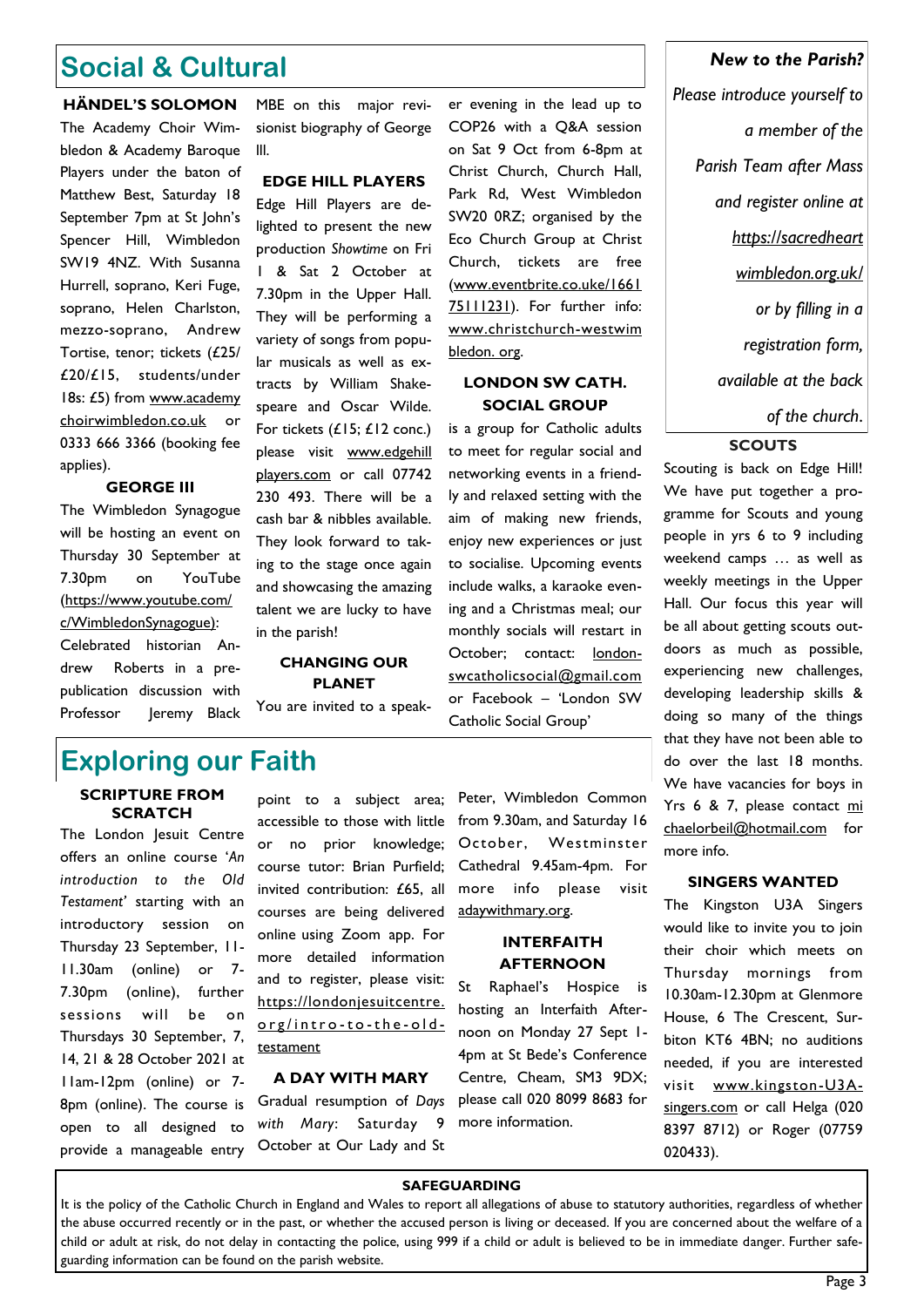## Social & Cultural

### HÄNDEL'S SOLOMON

The Academy Choir Wimbledon & Academy Baroque Players under the baton of Matthew Best, Saturday 18 September 7pm at St John's Spencer Hill, Wimbledon SW19 4NZ. With Susanna Hurrell, soprano, Keri Fuge, soprano, Helen Charlston, mezzo-soprano, Andrew Tortise, tenor; tickets (£25/ £20/£15, students/under 18s: £5) from www.academychoirwimbledon.co.uk or 0333 666 3366 (booking fee applies).

### GEORGE III

The Wimbledon Synagogue will be hosting an event on Thursday 30 September at 7.30pm on YouTube (https://www.youtube.com/c/WimbledonSynagogue): Celebrated historian Andrew Roberts in a pre-publication discussion with Professor Jeremy Black MBE on this major revisionist biography of George III.

### EDGE HILL PLAYERS

Edge Hill Players are delighted to present the new production *Showtime* on Fri 1 & Sat 2 October at 7.30pm in the Upper Hall. They will be performing a variety of songs from popular musicals as well as extracts by William Shakespeare and Oscar Wilde. For tickets (£15; £12 conc.) please visit www.edgehillplayers.com or call 07742 230 493. There will be a cash bar & nibbles available. They look forward to taking to the stage once again and showcasing the amazing talent we are lucky to have in the parish!

### CHANGING OUR PLANET

You are invited to a speaker evening in the lead up to COP26 with a Q&A session on Sat 9 Oct from 6-8pm at Christ Church, Church Hall, Park Rd, West Wimbledon SW20 0RZ; organised by the Eco Church Group at Christ Church, tickets are free (www.eventbrite.co.uke/166175111231). For further info: www.christchurch-westwimbledon. org.

### LONDON SW CATH. SOCIAL GROUP

is a group for Catholic adults to meet for regular social and networking events in a friendly and relaxed setting with the aim of making new friends, enjoy new experiences or just to socialise. Upcoming events include walks, a karaoke evening and a Christmas meal; our monthly socials will restart in October; contact: londonswcatholicsocial@gmail.com or Facebook – 'London SW Catholic Social Group'

***New to the Parish?***

*Please introduce yourself to a member of the Parish Team after Mass and register online at https://sacredheartwimbledon.org.uk/ or by filling in a registration form, available at the back of the church.*

### SCOUTS

Scouting is back on Edge Hill! We have put together a programme for Scouts and young people in yrs 6 to 9 including weekend camps … as well as weekly meetings in the Upper Hall. Our focus this year will be all about getting scouts outdoors as much as possible, experiencing new challenges, developing leadership skills & doing so many of the things that they have not been able to do over the last 18 months. We have vacancies for boys in Yrs 6 & 7, please contact michaelorbeil@hotmail.com for more info.

### SINGERS WANTED

The Kingston U3A Singers would like to invite you to join their choir which meets on Thursday mornings from 10.30am-12.30pm at Glenmore House, 6 The Crescent, Surbiton KT6 4BN; no auditions needed, if you are interested visit www.kingston-U3A-singers.com or call Helga (020 8397 8712) or Roger (07759 020433).

## Exploring our Faith

### SCRIPTURE FROM SCRATCH

The London Jesuit Centre offers an online course '*An introduction to the Old Testament'* starting with an introductory session on Thursday 23 September, 11-11.30am (online) or 7-7.30pm (online), further sessions will be on Thursdays 30 September, 7, 14, 21 & 28 October 2021 at 11am-12pm (online) or 7-8pm (online). The course is open to all designed to provide a manageable entry point to a subject area; accessible to those with little or no prior knowledge; course tutor: Brian Purfield; invited contribution: £65, all courses are being delivered online using Zoom app. For more detailed information and to register, please visit: https://londonjesuitcentre.org/intro-to-the-old-testament

### A DAY WITH MARY

Gradual resumption of *Days with Mary*: Saturday 9 October at Our Lady and St Peter, Wimbledon Common from 9.30am, and Saturday 16 October, Westminster Cathedral 9.45am-4pm. For more info please visit adaywithmary.org.

### INTERFAITH AFTERNOON

St Raphael's Hospice is hosting an Interfaith Afternoon on Monday 27 Sept 1-4pm at St Bede's Conference Centre, Cheam, SM3 9DX; please call 020 8099 8683 for more information.

### SAFEGUARDING

It is the policy of the Catholic Church in England and Wales to report all allegations of abuse to statutory authorities, regardless of whether the abuse occurred recently or in the past, or whether the accused person is living or deceased. If you are concerned about the welfare of a child or adult at risk, do not delay in contacting the police, using 999 if a child or adult is believed to be in immediate danger. Further safeguarding information can be found on the parish website.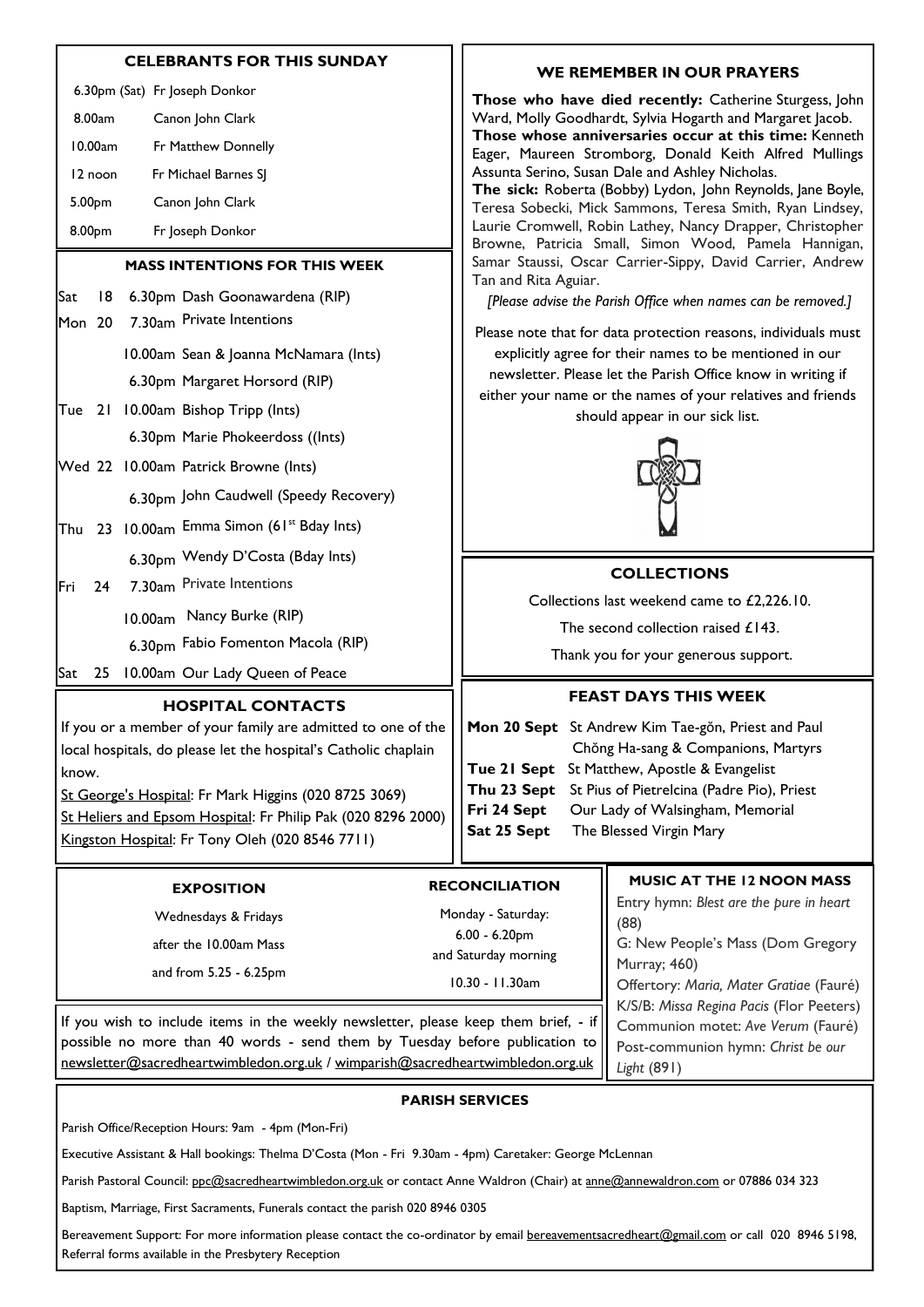## CELEBRANTS FOR THIS SUNDAY

| | |
|---|---|
| 6.30pm (Sat) | Fr Joseph Donkor |
| 8.00am | Canon John Clark |
| 10.00am | Fr Matthew Donnelly |
| 12 noon | Fr Michael Barnes SJ |
| 5.00pm | Canon John Clark |
| 8.00pm | Fr Joseph Donkor |

## MASS INTENTIONS FOR THIS WEEK

| | | | |
|---|---|---|---|
| Sat | 18 | 6.30pm | Dash Goonawardena (RIP) |
| Mon | 20 | 7.30am | Private Intentions |
| | | 10.00am | Sean & Joanna McNamara (Ints) |
| | | 6.30pm | Margaret Horsord (RIP) |
| Tue | 21 | 10.00am | Bishop Tripp (Ints) |
| | | 6.30pm | Marie Phokeerdoss ((Ints) |
| Wed | 22 | 10.00am | Patrick Browne (Ints) |
| | | 6.30pm | John Caudwell (Speedy Recovery) |
| Thu | 23 | 10.00am | Emma Simon (61st Bday Ints) |
| | | 6.30pm | Wendy D'Costa (Bday Ints) |
| Fri | 24 | 7.30am | Private Intentions |
| | | 10.00am | Nancy Burke (RIP) |
| | | 6.30pm | Fabio Fomenton Macola (RIP) |
| Sat | 25 | 10.00am | Our Lady Queen of Peace |

## HOSPITAL CONTACTS

If you or a member of your family are admitted to one of the local hospitals, do please let the hospital's Catholic chaplain know.

St George's Hospital: Fr Mark Higgins (020 8725 3069)

St Heliers and Epsom Hospital: Fr Philip Pak (020 8296 2000)

Kingston Hospital: Fr Tony Oleh (020 8546 7711)

## WE REMEMBER IN OUR PRAYERS

**Those who have died recently:** Catherine Sturgess, John Ward, Molly Goodhardt, Sylvia Hogarth and Margaret Jacob.

**Those whose anniversaries occur at this time:** Kenneth Eager, Maureen Stromborg, Donald Keith Alfred Mullings Assunta Serino, Susan Dale and Ashley Nicholas.

**The sick:** Roberta (Bobby) Lydon, John Reynolds, Jane Boyle, Teresa Sobecki, Mick Sammons, Teresa Smith, Ryan Lindsey, Laurie Cromwell, Robin Lathey, Nancy Drapper, Christopher Browne, Patricia Small, Simon Wood, Pamela Hannigan, Samar Staussi, Oscar Carrier-Sippy, David Carrier, Andrew Tan and Rita Aguiar.

*[Please advise the Parish Office when names can be removed.]*

Please note that for data protection reasons, individuals must explicitly agree for their names to be mentioned in our newsletter. Please let the Parish Office know in writing if either your name or the names of your relatives and friends should appear in our sick list.

## COLLECTIONS

Collections last weekend came to £2,226.10.

The second collection raised £143.

Thank you for your generous support.

## FEAST DAYS THIS WEEK

**Mon 20 Sept** St Andrew Kim Tae-gŏn, Priest and Paul Chŏng Ha-sang & Companions, Martyrs

**Tue 21 Sept** St Matthew, Apostle & Evangelist

**Thu 23 Sept** St Pius of Pietrelcina (Padre Pio), Priest

**Fri 24 Sept** Our Lady of Walsingham, Memorial

**Sat 25 Sept** The Blessed Virgin Mary

## EXPOSITION

Wednesdays & Fridays

after the 10.00am Mass

and from 5.25 - 6.25pm

## RECONCILIATION

Monday - Saturday:

6.00 - 6.20pm

and Saturday morning

10.30 - 11.30am

If you wish to include items in the weekly newsletter, please keep them brief, - if possible no more than 40 words - send them by Tuesday before publication to newsletter@sacredheartwimbledon.org.uk / wimparish@sacredheartwimbledon.org.uk

## MUSIC AT THE 12 NOON MASS

Entry hymn: *Blest are the pure in heart* (88)

G: New People's Mass (Dom Gregory Murray; 460)

Offertory: *Maria, Mater Gratiae* (Fauré)

K/S/B: *Missa Regina Pacis* (Flor Peeters)

Communion motet: *Ave Verum* (Fauré)

Post-communion hymn: *Christ be our Light* (891)

## PARISH SERVICES

Parish Office/Reception Hours: 9am - 4pm (Mon-Fri)

Executive Assistant & Hall bookings: Thelma D'Costa (Mon - Fri 9.30am - 4pm) Caretaker: George McLennan

Parish Pastoral Council: ppc@sacredheartwimbledon.org.uk or contact Anne Waldron (Chair) at anne@annewaldron.com or 07886 034 323

Baptism, Marriage, First Sacraments, Funerals contact the parish 020 8946 0305

Bereavement Support: For more information please contact the co-ordinator by email bereavementsacredheart@gmail.com or call 020 8946 5198, Referral forms available in the Presbytery Reception